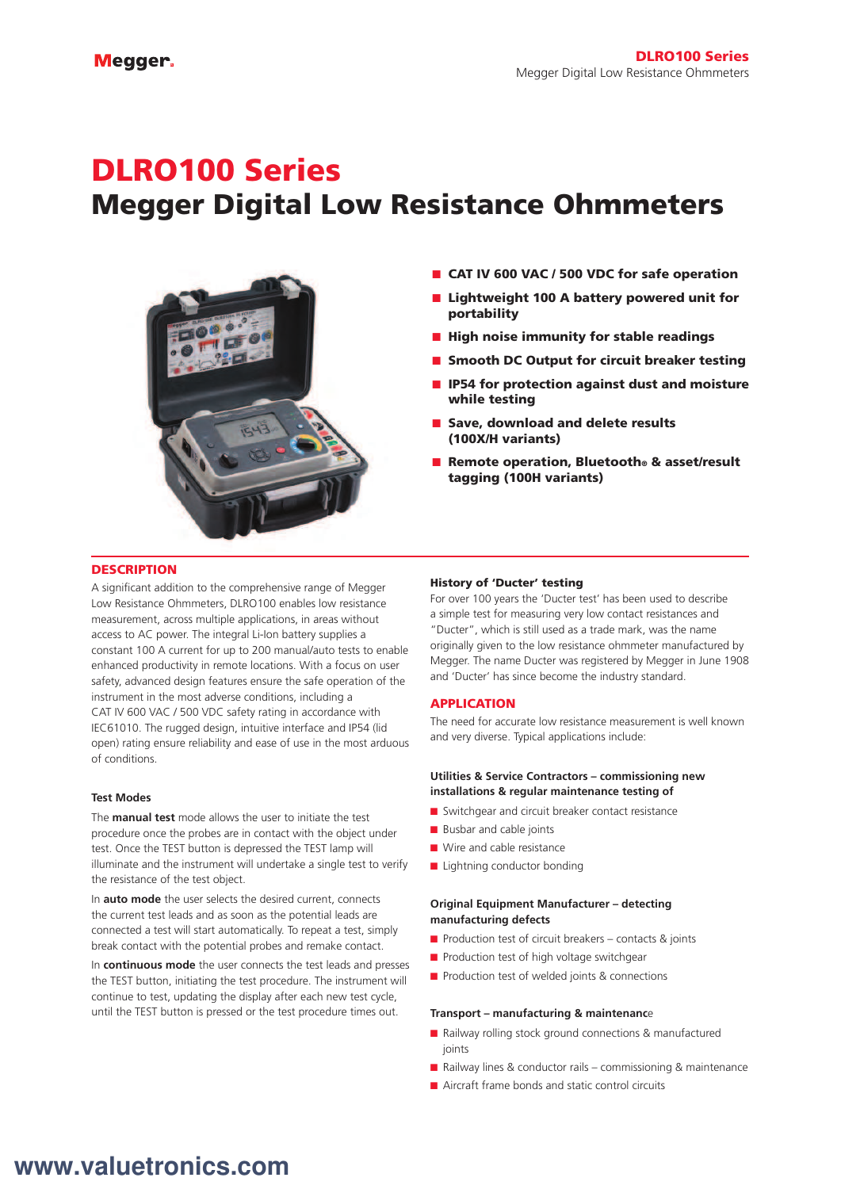# DLRO100 Series
# Megger Digital Low Resistance Ohmmeters

- **CAT IV 600 VAC / 500 VDC for safe operation**
- **Lightweight 100 A battery powered unit for portability**
- **High noise immunity for stable readings**
- **Smooth DC Output for circuit breaker testing**
- **IP54 for protection against dust and moisture while testing**
- **Save, download and delete results (100X/H variants)**
- **Remote operation, Bluetooth® & asset/result tagging (100H variants)**

## DESCRIPTION

A significant addition to the comprehensive range of Megger Low Resistance Ohmmeters, DLRO100 enables low resistance measurement, across multiple applications, in areas without access to AC power. The integral Li-Ion battery supplies a constant 100 A current for up to 200 manual/auto tests to enable enhanced productivity in remote locations. With a focus on user safety, advanced design features ensure the safe operation of the instrument in the most adverse conditions, including a CAT IV 600 VAC / 500 VDC safety rating in accordance with IEC61010. The rugged design, intuitive interface and IP54 (lid open) rating ensure reliability and ease of use in the most arduous of conditions.

### Test Modes

The **manual test** mode allows the user to initiate the test procedure once the probes are in contact with the object under test. Once the TEST button is depressed the TEST lamp will illuminate and the instrument will undertake a single test to verify the resistance of the test object.

In **auto mode** the user selects the desired current, connects the current test leads and as soon as the potential leads are connected a test will start automatically. To repeat a test, simply break contact with the potential probes and remake contact.

In **continuous mode** the user connects the test leads and presses the TEST button, initiating the test procedure. The instrument will continue to test, updating the display after each new test cycle, until the TEST button is pressed or the test procedure times out.

### History of 'Ducter' testing

For over 100 years the 'Ducter test' has been used to describe a simple test for measuring very low contact resistances and "Ducter", which is still used as a trade mark, was the name originally given to the low resistance ohmmeter manufactured by Megger. The name Ducter was registered by Megger in June 1908 and 'Ducter' has since become the industry standard.

## APPLICATION

The need for accurate low resistance measurement is well known and very diverse. Typical applications include:

**Utilities & Service Contractors – commissioning new installations & regular maintenance testing of**

- Switchgear and circuit breaker contact resistance
- Busbar and cable joints
- Wire and cable resistance
- Lightning conductor bonding

**Original Equipment Manufacturer – detecting manufacturing defects**

- Production test of circuit breakers – contacts & joints
- Production test of high voltage switchgear
- Production test of welded joints & connections

**Transport – manufacturing & maintenance**

- Railway rolling stock ground connections & manufactured joints
- Railway lines & conductor rails – commissioning & maintenance
- Aircraft frame bonds and static control circuits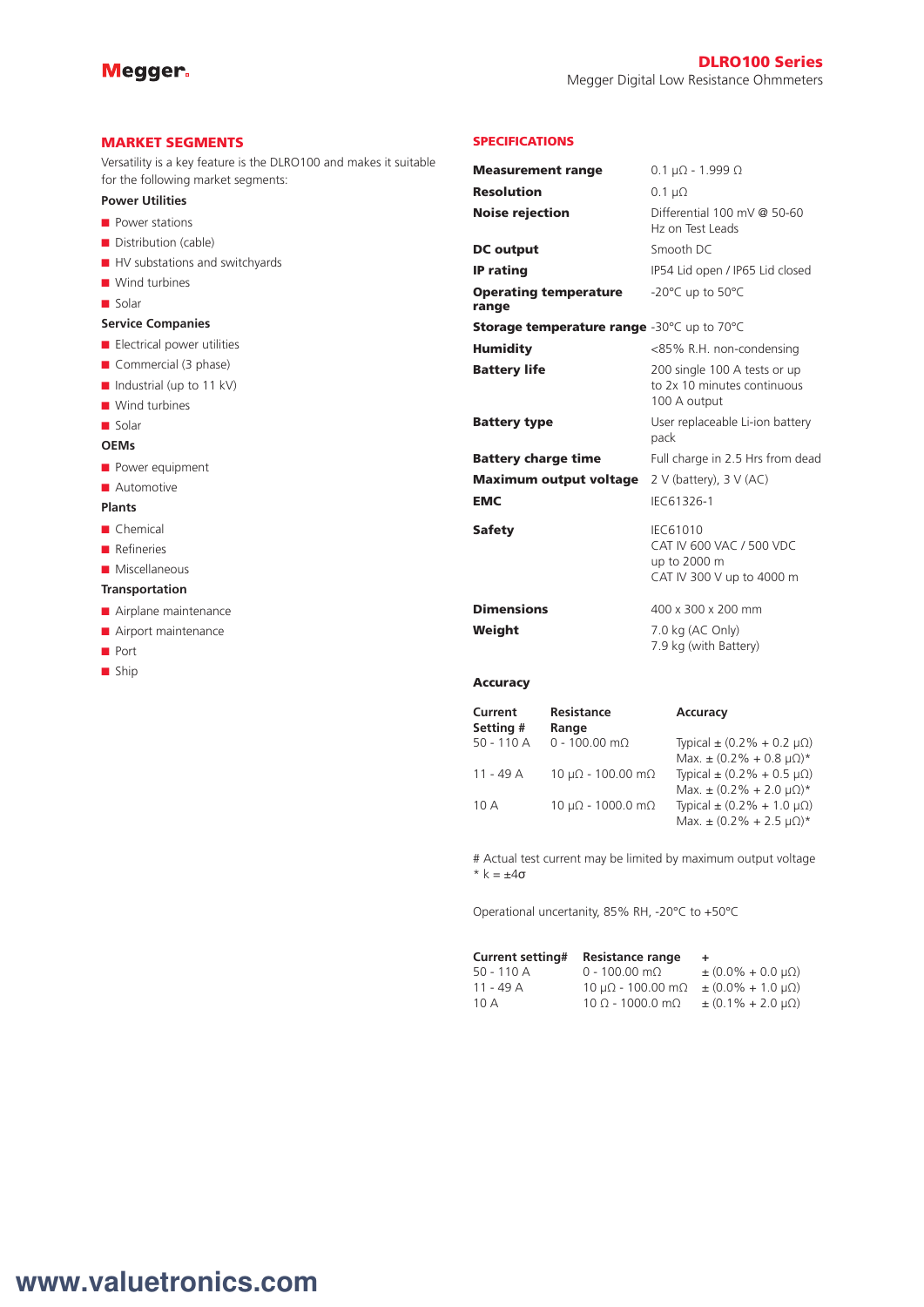## MARKET SEGMENTS

Versatility is a key feature is the DLRO100 and makes it suitable for the following market segments:

**Power Utilities**

- Power stations
- Distribution (cable)
- HV substations and switchyards
- Wind turbines
- Solar

**Service Companies**

- Electrical power utilities
- Commercial (3 phase)
- Industrial (up to 11 kV)
- Wind turbines
- Solar

**OEMs**

- Power equipment
- Automotive

**Plants**

- Chemical
- Refineries
- Miscellaneous

**Transportation**

- Airplane maintenance
- Airport maintenance
- Port
- Ship

## SPECIFICATIONS

| | |
|---|---|
| **Measurement range** | 0.1 µΩ - 1.999 Ω |
| **Resolution** | 0.1 µΩ |
| **Noise rejection** | Differential 100 mV @ 50-60 Hz on Test Leads |
| **DC output** | Smooth DC |
| **IP rating** | IP54 Lid open / IP65 Lid closed |
| **Operating temperature range** | -20°C up to 50°C |
| **Storage temperature range** | -30°C up to 70°C |
| **Humidity** | <85% R.H. non-condensing |
| **Battery life** | 200 single 100 A tests or up to 2x 10 minutes continuous 100 A output |
| **Battery type** | User replaceable Li-ion battery pack |
| **Battery charge time** | Full charge in 2.5 Hrs from dead |
| **Maximum output voltage** | 2 V (battery), 3 V (AC) |
| **EMC** | IEC61326-1 |
| **Safety** | IEC61010<br>CAT IV 600 VAC / 500 VDC up to 2000 m<br>CAT IV 300 V up to 4000 m |
| **Dimensions** | 400 x 300 x 200 mm |
| **Weight** | 7.0 kg (AC Only)<br>7.9 kg (with Battery) |

**Accuracy**

| Current Setting # | Resistance Range | Accuracy |
|---|---|---|
| 50 - 110 A | 0 - 100.00 mΩ | Typical ± (0.2% + 0.2 µΩ)<br>Max. ± (0.2% + 0.8 µΩ)* |
| 11 - 49 A | 10 µΩ - 100.00 mΩ | Typical ± (0.2% + 0.5 µΩ)<br>Max. ± (0.2% + 2.0 µΩ)* |
| 10 A | 10 µΩ - 1000.0 mΩ | Typical ± (0.2% + 1.0 µΩ)<br>Max. ± (0.2% + 2.5 µΩ)* |

# Actual test current may be limited by maximum output voltage
* k = ±4σ

Operational uncertainty, 85% RH, -20°C to +50°C

| Current setting# | Resistance range | + |
|---|---|---|
| 50 - 110 A | 0 - 100.00 mΩ | ± (0.0% + 0.0 µΩ) |
| 11 - 49 A | 10 µΩ - 100.00 mΩ | ± (0.0% + 1.0 µΩ) |
| 10 A | 10 Ω - 1000.0 mΩ | ± (0.1% + 2.0 µΩ) |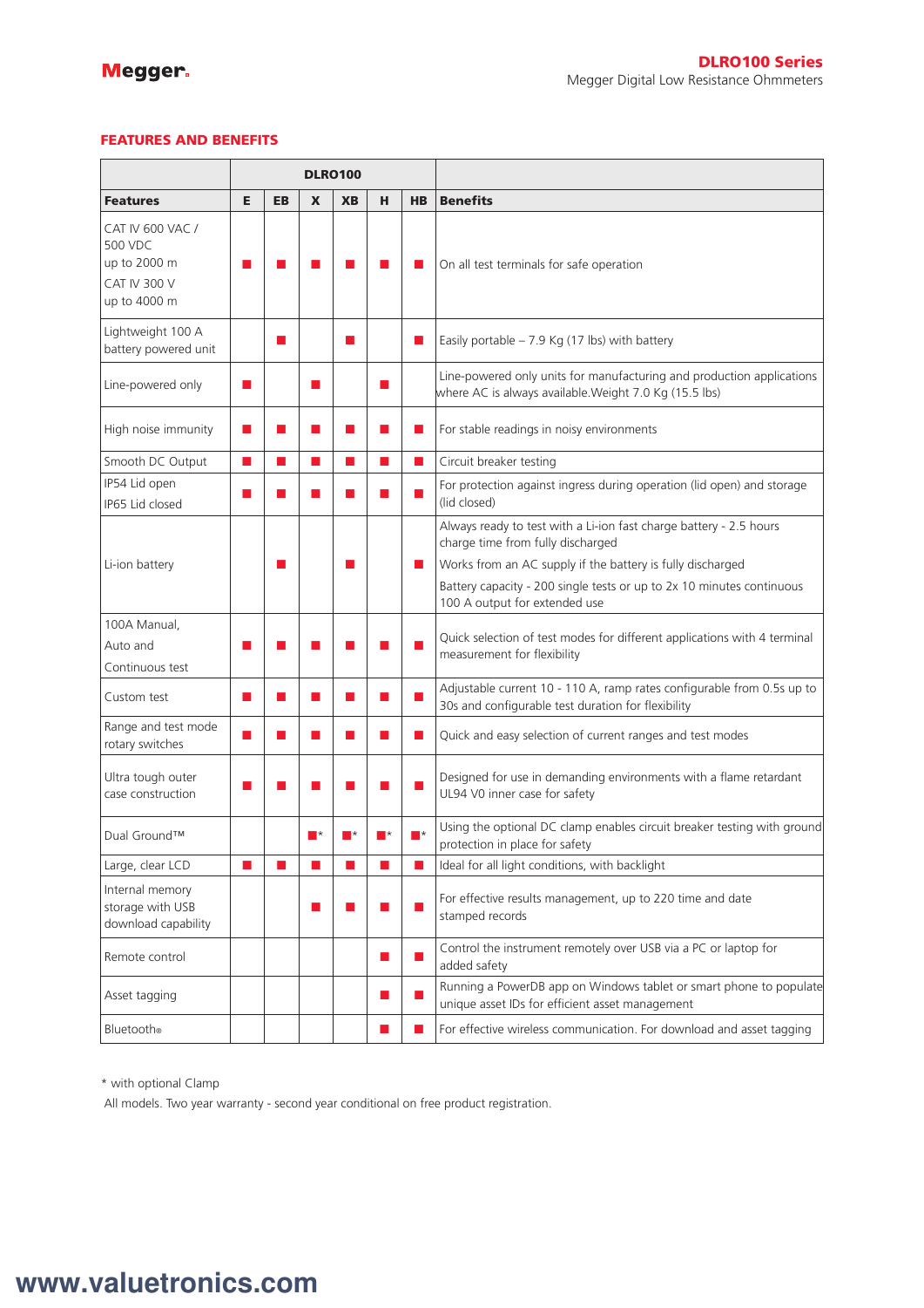## FEATURES AND BENEFITS

| | DLRO100 | | | | | | |
|---|---|---|---|---|---|---|---|
| **Features** | **E** | **EB** | **X** | **XB** | **H** | **HB** | **Benefits** |
| CAT IV 600 VAC / 500 VDC up to 2000 m CAT IV 300 V up to 4000 m | ■ | ■ | ■ | ■ | ■ | ■ | On all test terminals for safe operation |
| Lightweight 100 A battery powered unit | | ■ | | ■ | | ■ | Easily portable – 7.9 Kg (17 lbs) with battery |
| Line-powered only | ■ | | ■ | | ■ | | Line-powered only units for manufacturing and production applications where AC is always available.Weight 7.0 Kg (15.5 lbs) |
| High noise immunity | ■ | ■ | ■ | ■ | ■ | ■ | For stable readings in noisy environments |
| Smooth DC Output | ■ | ■ | ■ | ■ | ■ | ■ | Circuit breaker testing |
| IP54 Lid open IP65 Lid closed | ■ | ■ | ■ | ■ | ■ | ■ | For protection against ingress during operation (lid open) and storage (lid closed) |
| Li-ion battery | | ■ | | ■ | | ■ | Always ready to test with a Li-ion fast charge battery - 2.5 hours charge time from fully discharged<br>Works from an AC supply if the battery is fully discharged<br>Battery capacity - 200 single tests or up to 2x 10 minutes continuous 100 A output for extended use |
| 100A Manual, Auto and Continuous test | ■ | ■ | ■ | ■ | ■ | ■ | Quick selection of test modes for different applications with 4 terminal measurement for flexibility |
| Custom test | ■ | ■ | ■ | ■ | ■ | ■ | Adjustable current 10 - 110 A, ramp rates configurable from 0.5s up to 30s and configurable test duration for flexibility |
| Range and test mode rotary switches | ■ | ■ | ■ | ■ | ■ | ■ | Quick and easy selection of current ranges and test modes |
| Ultra tough outer case construction | ■ | ■ | ■ | ■ | ■ | ■ | Designed for use in demanding environments with a flame retardant UL94 V0 inner case for safety |
| Dual Ground™ | | | ■* | ■* | ■* | ■* | Using the optional DC clamp enables circuit breaker testing with ground protection in place for safety |
| Large, clear LCD | ■ | ■ | ■ | ■ | ■ | ■ | Ideal for all light conditions, with backlight |
| Internal memory storage with USB download capability | | | ■ | ■ | ■ | ■ | For effective results management, up to 220 time and date stamped records |
| Remote control | | | | | ■ | ■ | Control the instrument remotely over USB via a PC or laptop for added safety |
| Asset tagging | | | | | ■ | ■ | Running a PowerDB app on Windows tablet or smart phone to populate unique asset IDs for efficient asset management |
| Bluetooth® | | | | | ■ | ■ | For effective wireless communication. For download and asset tagging |

* with optional Clamp

All models. Two year warranty - second year conditional on free product registration.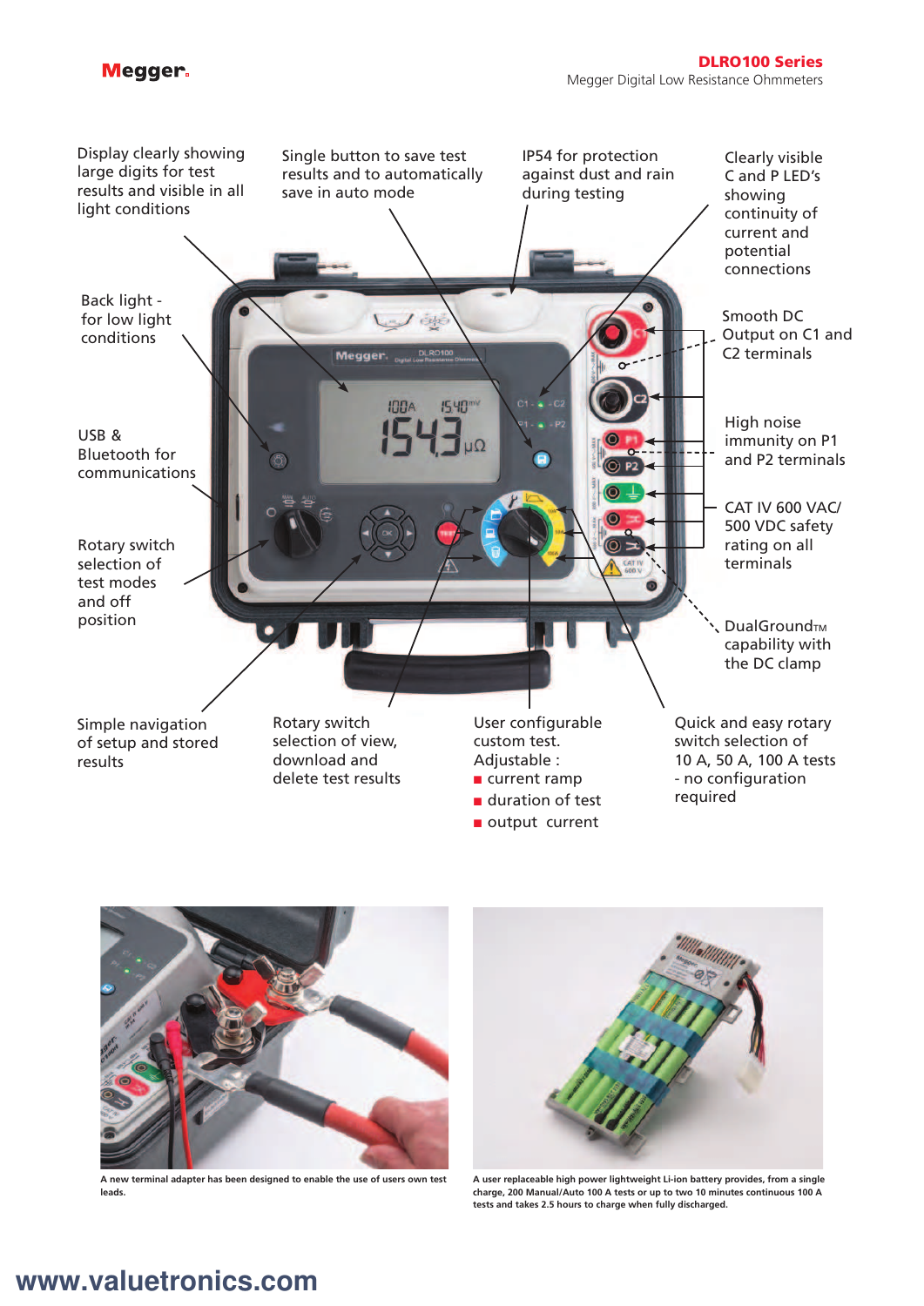Display clearly showing large digits for test results and visible in all light conditions

Single button to save test results and to automatically save in auto mode

IP54 for protection against dust and rain during testing

Clearly visible C and P LED's showing continuity of current and potential connections

Back light - for low light conditions

Smooth DC Output on C1 and C2 terminals

USB & Bluetooth for communications

High noise immunity on P1 and P2 terminals

CAT IV 600 VAC/ 500 VDC safety rating on all terminals

Rotary switch selection of test modes and off position

DualGround™ capability with the DC clamp

Simple navigation of setup and stored results

Rotary switch selection of view, download and delete test results

User configurable custom test. Adjustable :

- current ramp
- duration of test
- output current

Quick and easy rotary switch selection of 10 A, 50 A, 100 A tests - no configuration required

A new terminal adapter has been designed to enable the use of users own test leads.

A user replaceable high power lightweight Li-ion battery provides, from a single charge, 200 Manual/Auto 100 A tests or up to two 10 minutes continuous 100 A tests and takes 2.5 hours to charge when fully discharged.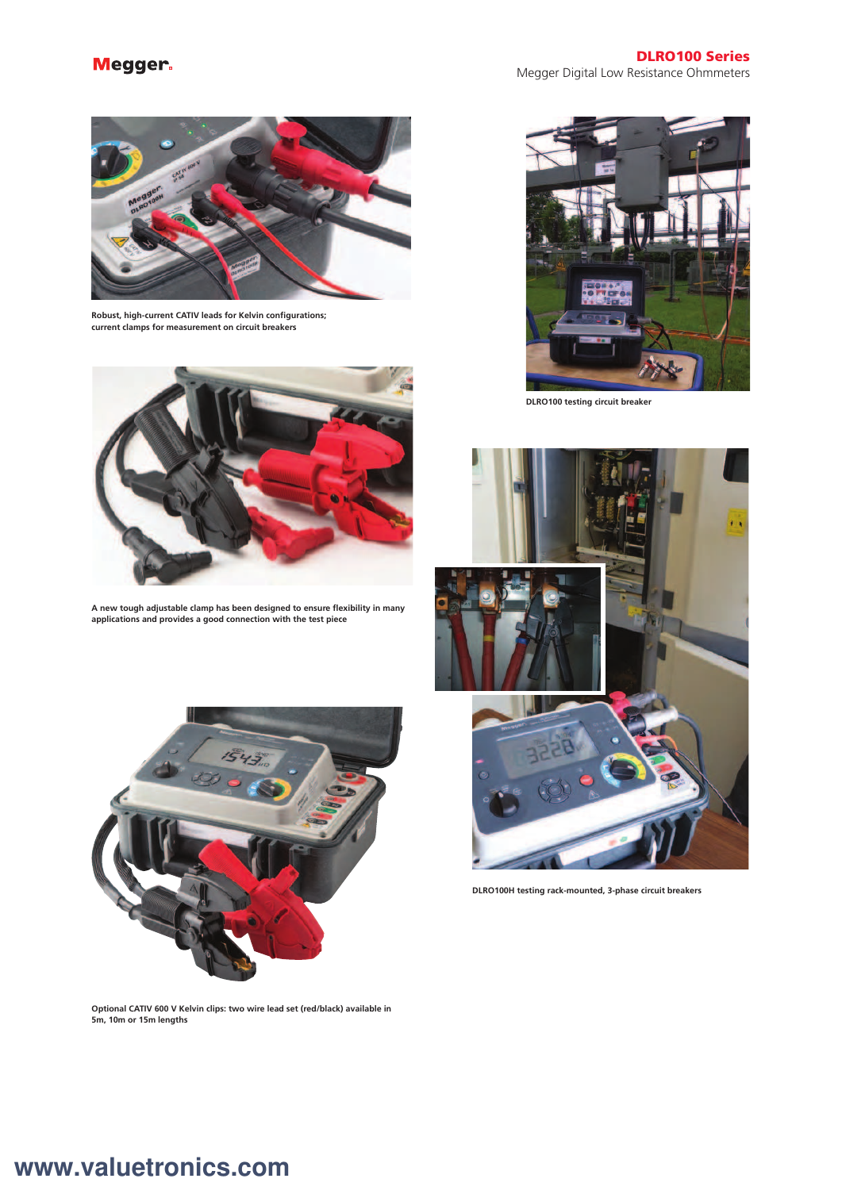Robust, high-current CATIV leads for Kelvin configurations; current clamps for measurement on circuit breakers

DLRO100 testing circuit breaker

A new tough adjustable clamp has been designed to ensure flexibility in many applications and provides a good connection with the test piece

DLRO100H testing rack-mounted, 3-phase circuit breakers

Optional CATIV 600 V Kelvin clips: two wire lead set (red/black) available in 5m, 10m or 15m lengths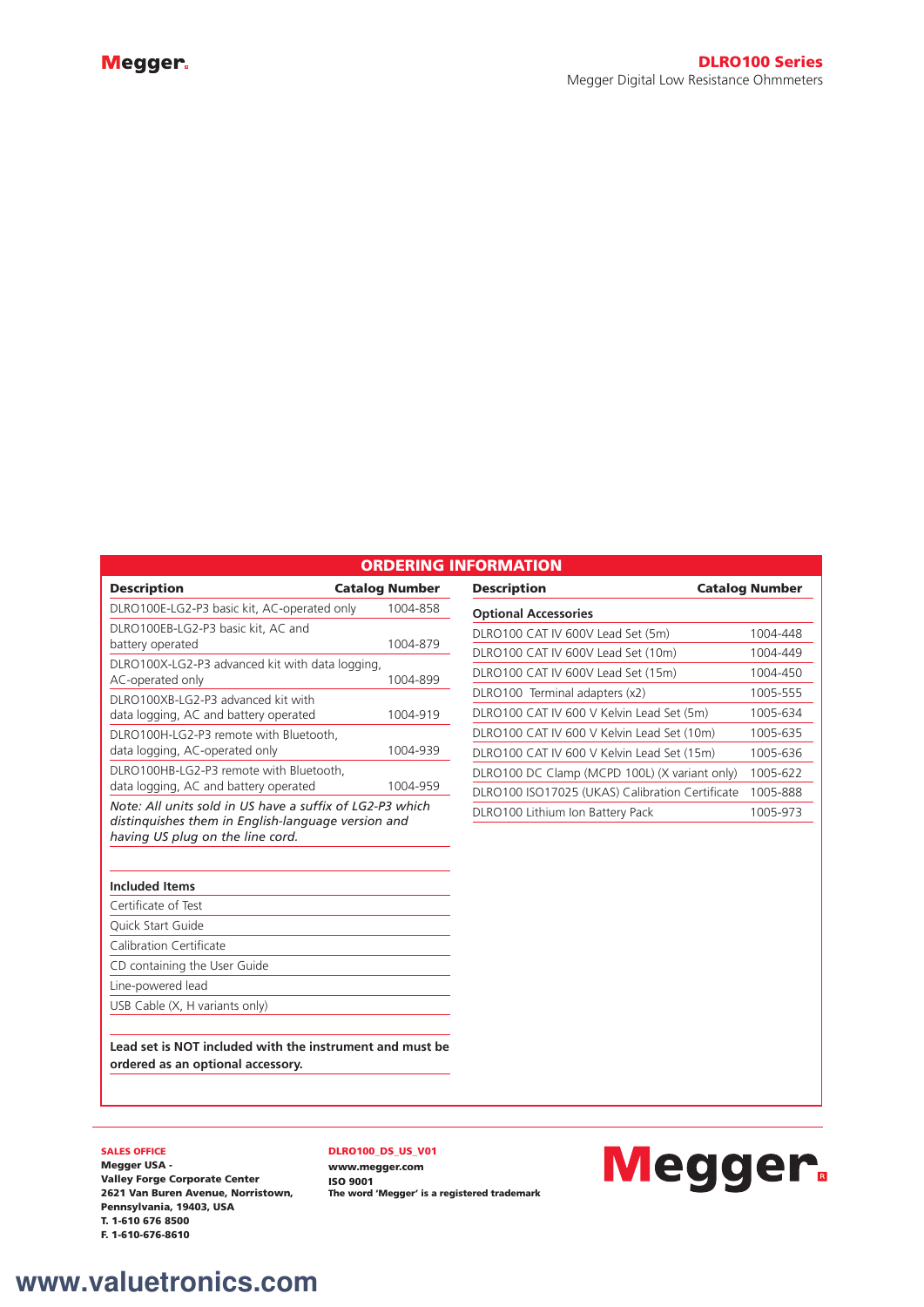## ORDERING INFORMATION

| Description | Catalog Number |
|---|---|
| DLRO100E-LG2-P3 basic kit, AC-operated only | 1004-858 |
| DLRO100EB-LG2-P3 basic kit, AC and battery operated | 1004-879 |
| DLRO100X-LG2-P3 advanced kit with data logging, AC-operated only | 1004-899 |
| DLRO100XB-LG2-P3 advanced kit with data logging, AC and battery operated | 1004-919 |
| DLRO100H-LG2-P3 remote with Bluetooth, data logging, AC-operated only | 1004-939 |
| DLRO100HB-LG2-P3 remote with Bluetooth, data logging, AC and battery operated | 1004-959 |

*Note: All units sold in US have a suffix of LG2-P3 which distinguishes them in English-language version and having US plug on the line cord.*

**Included Items**

- Certificate of Test
- Quick Start Guide
- Calibration Certificate
- CD containing the User Guide
- Line-powered lead
- USB Cable (X, H variants only)

**Lead set is NOT included with the instrument and must be ordered as an optional accessory.**

| Description | Catalog Number |
|---|---|
| **Optional Accessories** | |
| DLRO100 CAT IV 600V Lead Set (5m) | 1004-448 |
| DLRO100 CAT IV 600V Lead Set (10m) | 1004-449 |
| DLRO100 CAT IV 600V Lead Set (15m) | 1004-450 |
| DLRO100 Terminal adapters (x2) | 1005-555 |
| DLRO100 CAT IV 600 V Kelvin Lead Set (5m) | 1005-634 |
| DLRO100 CAT IV 600 V Kelvin Lead Set (10m) | 1005-635 |
| DLRO100 CAT IV 600 V Kelvin Lead Set (15m) | 1005-636 |
| DLRO100 DC Clamp (MCPD 100L) (X variant only) | 1005-622 |
| DLRO100 ISO17025 (UKAS) Calibration Certificate | 1005-888 |
| DLRO100 Lithium Ion Battery Pack | 1005-973 |

**SALES OFFICE**
**Megger USA -**
**Valley Forge Corporate Center**
**2621 Van Buren Avenue, Norristown,**
**Pennsylvania, 19403, USA**
**T. 1-610 676 8500**
**F. 1-610-676-8610**

**DLRO100_DS_US_V01**
**www.megger.com**
**ISO 9001**
**The word 'Megger' is a registered trademark**

Megger

www.valuetronics.com